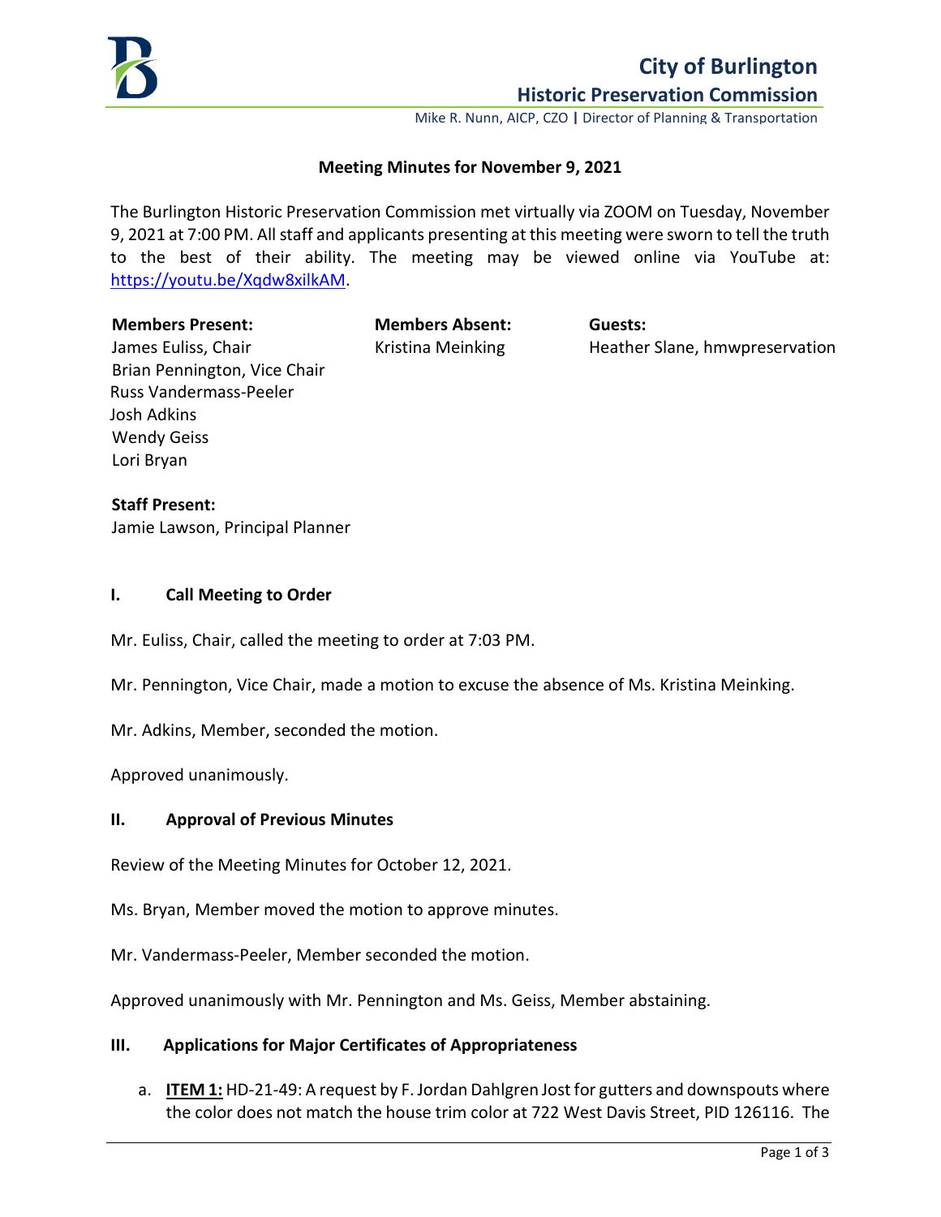# City of Burlington

## Historic Preservation Commission

Mike R. Nunn, AICP, CZO | Director of Planning & Transportation

**Meeting Minutes for November 9, 2021**

The Burlington Historic Preservation Commission met virtually via ZOOM on Tuesday, November 9, 2021 at 7:00 PM. All staff and applicants presenting at this meeting were sworn to tell the truth to the best of their ability. The meeting may be viewed online via YouTube at: https://youtu.be/Xqdw8xilkAM.

**Members Present:**
James Euliss, Chair
Brian Pennington, Vice Chair
Russ Vandermass-Peeler
Josh Adkins
Wendy Geiss
Lori Bryan

**Members Absent:**
Kristina Meinking

**Guests:**
Heather Slane, hmwpreservation

**Staff Present:**
Jamie Lawson, Principal Planner

### I. Call Meeting to Order

Mr. Euliss, Chair, called the meeting to order at 7:03 PM.

Mr. Pennington, Vice Chair, made a motion to excuse the absence of Ms. Kristina Meinking.

Mr. Adkins, Member, seconded the motion.

Approved unanimously.

### II. Approval of Previous Minutes

Review of the Meeting Minutes for October 12, 2021.

Ms. Bryan, Member moved the motion to approve minutes.

Mr. Vandermass-Peeler, Member seconded the motion.

Approved unanimously with Mr. Pennington and Ms. Geiss, Member abstaining.

### III. Applications for Major Certificates of Appropriateness

a. **ITEM 1:** HD-21-49: A request by F. Jordan Dahlgren Jost for gutters and downspouts where the color does not match the house trim color at 722 West Davis Street, PID 126116. The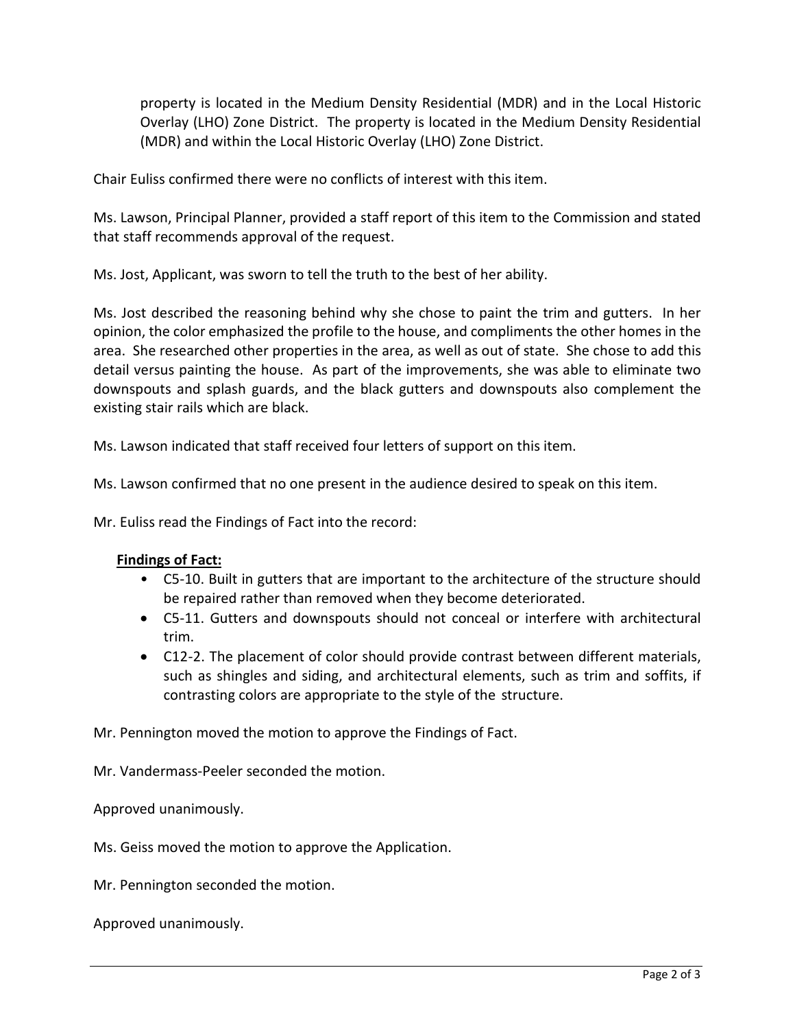property is located in the Medium Density Residential (MDR) and in the Local Historic Overlay (LHO) Zone District. The property is located in the Medium Density Residential (MDR) and within the Local Historic Overlay (LHO) Zone District.

Chair Euliss confirmed there were no conflicts of interest with this item.

Ms. Lawson, Principal Planner, provided a staff report of this item to the Commission and stated that staff recommends approval of the request.

Ms. Jost, Applicant, was sworn to tell the truth to the best of her ability.

Ms. Jost described the reasoning behind why she chose to paint the trim and gutters. In her opinion, the color emphasized the profile to the house, and compliments the other homes in the area. She researched other properties in the area, as well as out of state. She chose to add this detail versus painting the house. As part of the improvements, she was able to eliminate two downspouts and splash guards, and the black gutters and downspouts also complement the existing stair rails which are black.

Ms. Lawson indicated that staff received four letters of support on this item.

Ms. Lawson confirmed that no one present in the audience desired to speak on this item.

Mr. Euliss read the Findings of Fact into the record:

**Findings of Fact:**

- C5-10. Built in gutters that are important to the architecture of the structure should be repaired rather than removed when they become deteriorated.
- C5-11. Gutters and downspouts should not conceal or interfere with architectural trim.
- C12-2. The placement of color should provide contrast between different materials, such as shingles and siding, and architectural elements, such as trim and soffits, if contrasting colors are appropriate to the style of the structure.

Mr. Pennington moved the motion to approve the Findings of Fact.

Mr. Vandermass-Peeler seconded the motion.

Approved unanimously.

Ms. Geiss moved the motion to approve the Application.

Mr. Pennington seconded the motion.

Approved unanimously.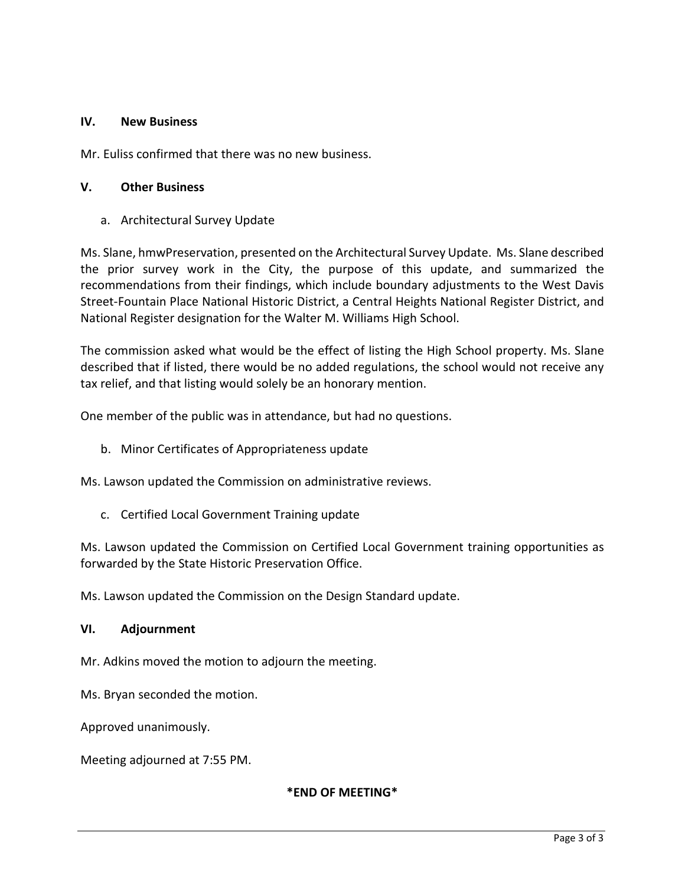## IV. New Business

Mr. Euliss confirmed that there was no new business.

## V. Other Business

a. Architectural Survey Update

Ms. Slane, hmwPreservation, presented on the Architectural Survey Update. Ms. Slane described the prior survey work in the City, the purpose of this update, and summarized the recommendations from their findings, which include boundary adjustments to the West Davis Street-Fountain Place National Historic District, a Central Heights National Register District, and National Register designation for the Walter M. Williams High School.

The commission asked what would be the effect of listing the High School property. Ms. Slane described that if listed, there would be no added regulations, the school would not receive any tax relief, and that listing would solely be an honorary mention.

One member of the public was in attendance, but had no questions.

b. Minor Certificates of Appropriateness update

Ms. Lawson updated the Commission on administrative reviews.

c. Certified Local Government Training update

Ms. Lawson updated the Commission on Certified Local Government training opportunities as forwarded by the State Historic Preservation Office.

Ms. Lawson updated the Commission on the Design Standard update.

## VI. Adjournment

Mr. Adkins moved the motion to adjourn the meeting.

Ms. Bryan seconded the motion.

Approved unanimously.

Meeting adjourned at 7:55 PM.

**\*END OF MEETING\***